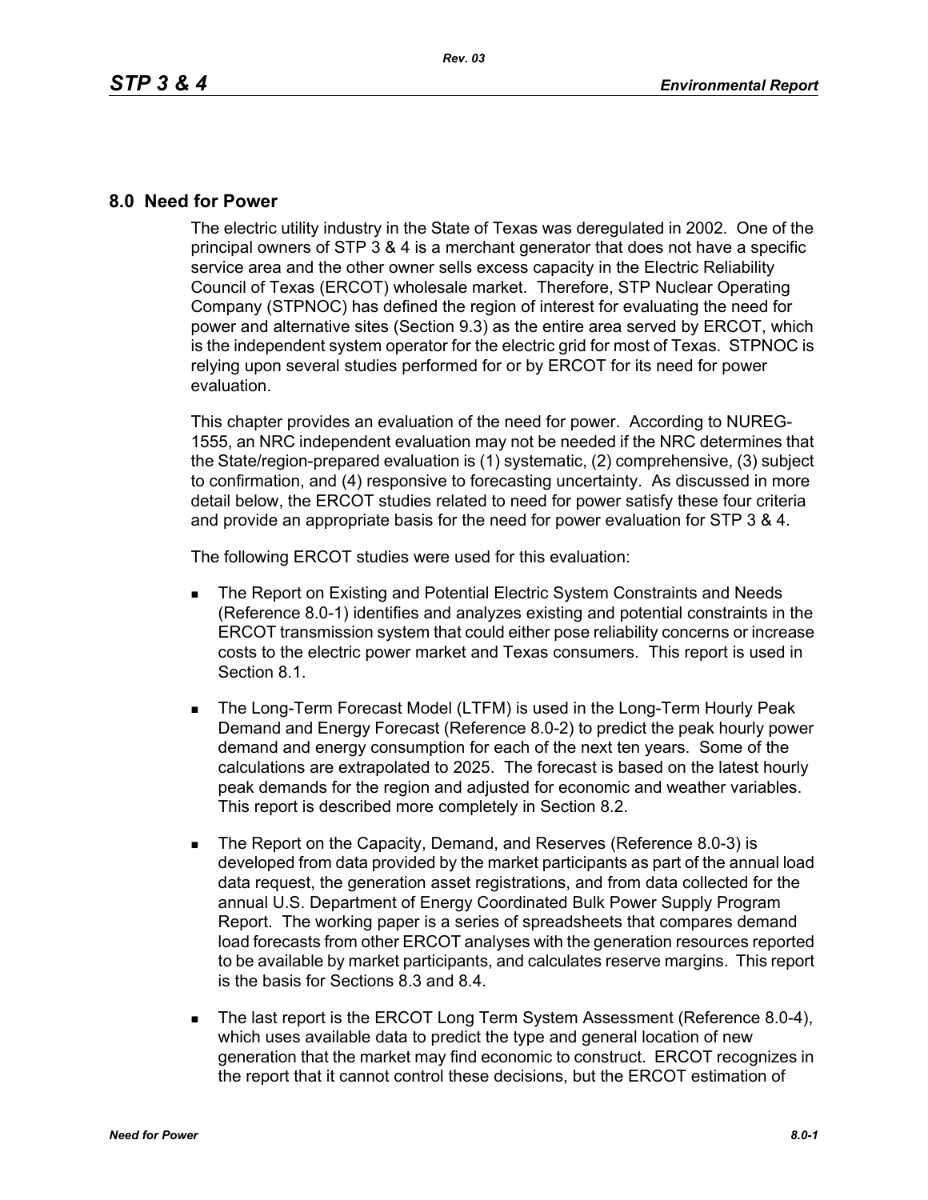# 8.0 Need for Power

The electric utility industry in the State of Texas was deregulated in 2002. One of the principal owners of STP 3 & 4 is a merchant generator that does not have a specific service area and the other owner sells excess capacity in the Electric Reliability Council of Texas (ERCOT) wholesale market. Therefore, STP Nuclear Operating Company (STPNOC) has defined the region of interest for evaluating the need for power and alternative sites (Section 9.3) as the entire area served by ERCOT, which is the independent system operator for the electric grid for most of Texas. STPNOC is relying upon several studies performed for or by ERCOT for its need for power evaluation.

This chapter provides an evaluation of the need for power. According to NUREG-1555, an NRC independent evaluation may not be needed if the NRC determines that the State/region-prepared evaluation is (1) systematic, (2) comprehensive, (3) subject to confirmation, and (4) responsive to forecasting uncertainty. As discussed in more detail below, the ERCOT studies related to need for power satisfy these four criteria and provide an appropriate basis for the need for power evaluation for STP 3 & 4.

The following ERCOT studies were used for this evaluation:

- The Report on Existing and Potential Electric System Constraints and Needs (Reference 8.0-1) identifies and analyzes existing and potential constraints in the ERCOT transmission system that could either pose reliability concerns or increase costs to the electric power market and Texas consumers. This report is used in Section 8.1.
- The Long-Term Forecast Model (LTFM) is used in the Long-Term Hourly Peak Demand and Energy Forecast (Reference 8.0-2) to predict the peak hourly power demand and energy consumption for each of the next ten years. Some of the calculations are extrapolated to 2025. The forecast is based on the latest hourly peak demands for the region and adjusted for economic and weather variables. This report is described more completely in Section 8.2.
- The Report on the Capacity, Demand, and Reserves (Reference 8.0-3) is developed from data provided by the market participants as part of the annual load data request, the generation asset registrations, and from data collected for the annual U.S. Department of Energy Coordinated Bulk Power Supply Program Report. The working paper is a series of spreadsheets that compares demand load forecasts from other ERCOT analyses with the generation resources reported to be available by market participants, and calculates reserve margins. This report is the basis for Sections 8.3 and 8.4.
- The last report is the ERCOT Long Term System Assessment (Reference 8.0-4), which uses available data to predict the type and general location of new generation that the market may find economic to construct. ERCOT recognizes in the report that it cannot control these decisions, but the ERCOT estimation of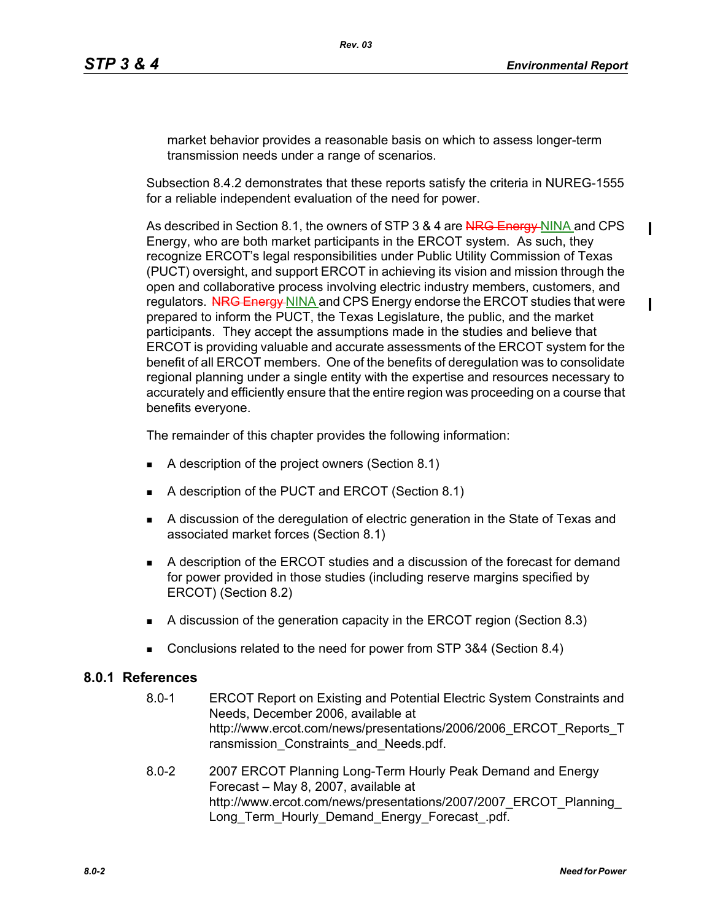market behavior provides a reasonable basis on which to assess longer-term transmission needs under a range of scenarios.

Subsection 8.4.2 demonstrates that these reports satisfy the criteria in NUREG-1555 for a reliable independent evaluation of the need for power.

As described in Section 8.1, the owners of STP 3 & 4 are ~~NRG Energy~~ NINA and CPS Energy, who are both market participants in the ERCOT system. As such, they recognize ERCOT's legal responsibilities under Public Utility Commission of Texas (PUCT) oversight, and support ERCOT in achieving its vision and mission through the open and collaborative process involving electric industry members, customers, and regulators. ~~NRG Energy~~ NINA and CPS Energy endorse the ERCOT studies that were prepared to inform the PUCT, the Texas Legislature, the public, and the market participants. They accept the assumptions made in the studies and believe that ERCOT is providing valuable and accurate assessments of the ERCOT system for the benefit of all ERCOT members. One of the benefits of deregulation was to consolidate regional planning under a single entity with the expertise and resources necessary to accurately and efficiently ensure that the entire region was proceeding on a course that benefits everyone.

The remainder of this chapter provides the following information:

- A description of the project owners (Section 8.1)
- A description of the PUCT and ERCOT (Section 8.1)
- A discussion of the deregulation of electric generation in the State of Texas and associated market forces (Section 8.1)
- A description of the ERCOT studies and a discussion of the forecast for demand for power provided in those studies (including reserve margins specified by ERCOT) (Section 8.2)
- A discussion of the generation capacity in the ERCOT region (Section 8.3)
- Conclusions related to the need for power from STP 3&4 (Section 8.4)

## 8.0.1 References

8.0-1 ERCOT Report on Existing and Potential Electric System Constraints and Needs, December 2006, available at http://www.ercot.com/news/presentations/2006/2006_ERCOT_Reports_Transmission_Constraints_and_Needs.pdf.

8.0-2 2007 ERCOT Planning Long-Term Hourly Peak Demand and Energy Forecast – May 8, 2007, available at http://www.ercot.com/news/presentations/2007/2007_ERCOT_Planning_Long_Term_Hourly_Demand_Energy_Forecast_.pdf.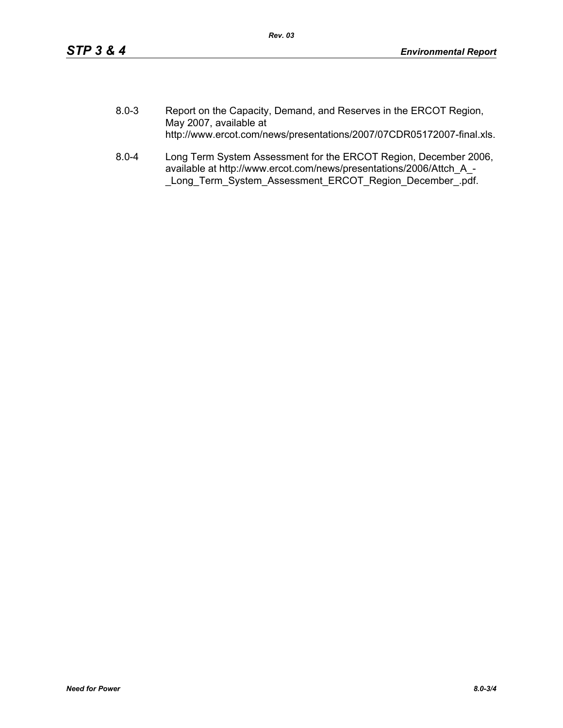8.0-3 Report on the Capacity, Demand, and Reserves in the ERCOT Region, May 2007, available at http://www.ercot.com/news/presentations/2007/07CDR05172007-final.xls.

8.0-4 Long Term System Assessment for the ERCOT Region, December 2006, available at http://www.ercot.com/news/presentations/2006/Attch_A_-_Long_Term_System_Assessment_ERCOT_Region_December_.pdf.